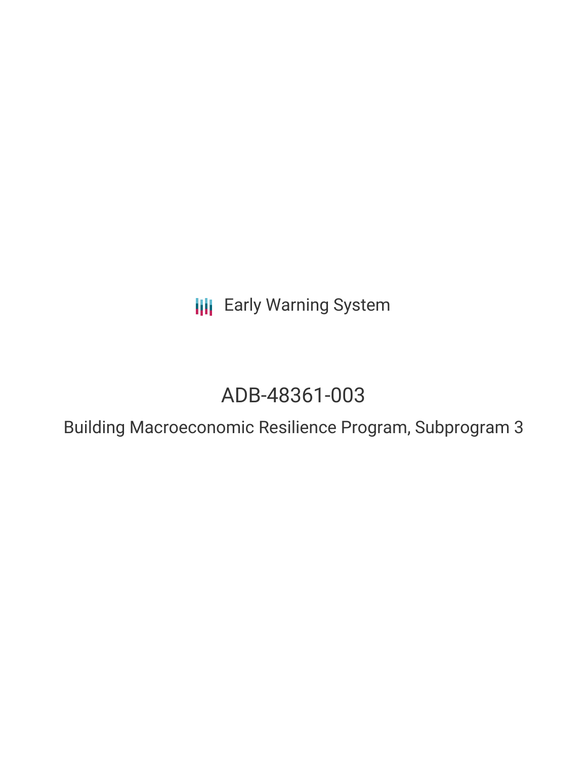Early Warning System

# ADB-48361-003

## Building Macroeconomic Resilience Program, Subprogram 3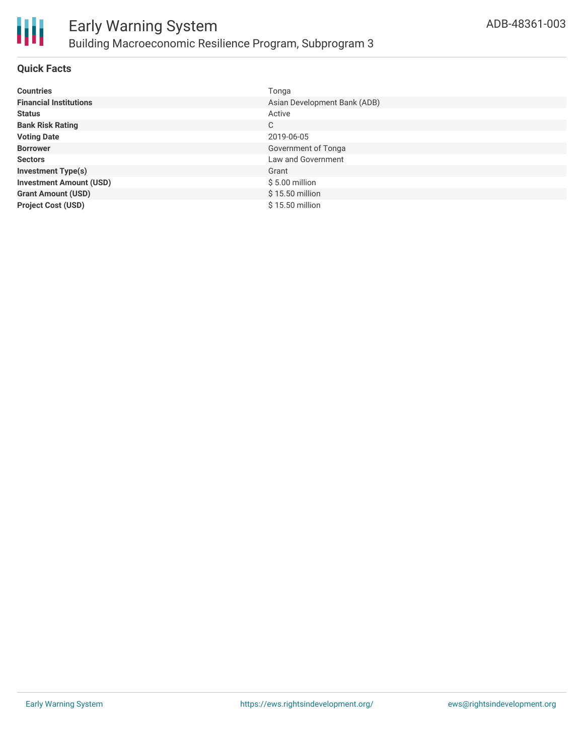# Early Warning System

## Building Macroeconomic Resilience Program, Subprogram 3

ADB-48361-003

### Quick Facts

| | |
|---|---|
| **Countries** | Tonga |
| **Financial Institutions** | Asian Development Bank (ADB) |
| **Status** | Active |
| **Bank Risk Rating** | C |
| **Voting Date** | 2019-06-05 |
| **Borrower** | Government of Tonga |
| **Sectors** | Law and Government |
| **Investment Type(s)** | Grant |
| **Investment Amount (USD)** | $ 5.00 million |
| **Grant Amount (USD)** | $ 15.50 million |
| **Project Cost (USD)** | $ 15.50 million |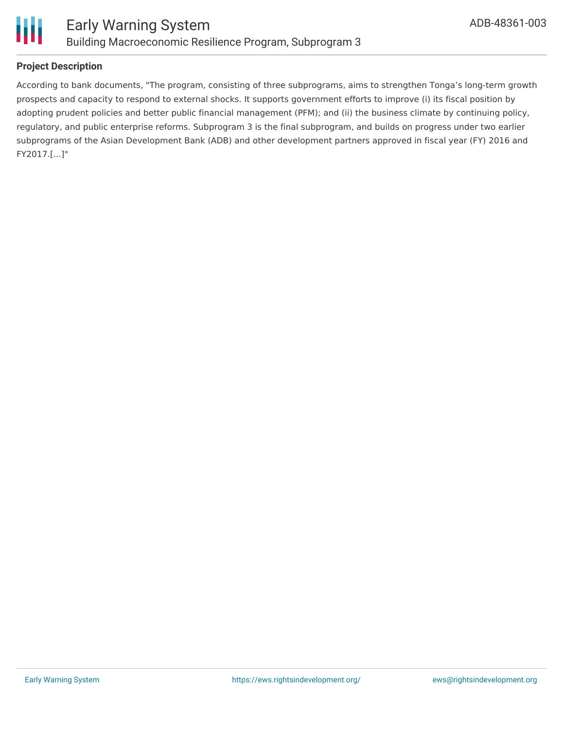## Project Description

According to bank documents, "The program, consisting of three subprograms, aims to strengthen Tonga's long-term growth prospects and capacity to respond to external shocks. It supports government efforts to improve (i) its fiscal position by adopting prudent policies and better public financial management (PFM); and (ii) the business climate by continuing policy, regulatory, and public enterprise reforms. Subprogram 3 is the final subprogram, and builds on progress under two earlier subprograms of the Asian Development Bank (ADB) and other development partners approved in fiscal year (FY) 2016 and FY2017.[...]"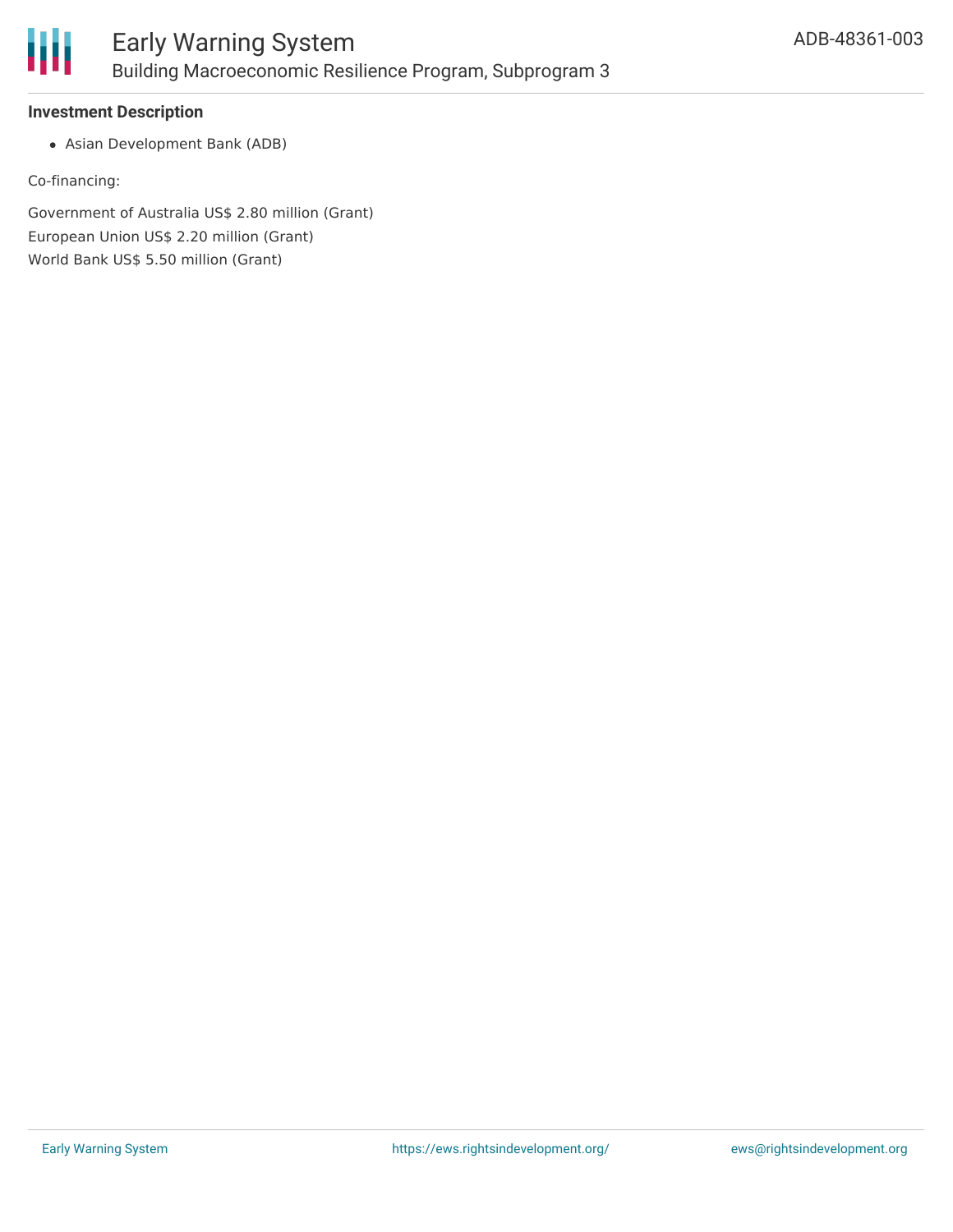### Investment Description

- Asian Development Bank (ADB)

Co-financing:

Government of Australia US$ 2.80 million (Grant)
European Union US$ 2.20 million (Grant)
World Bank US$ 5.50 million (Grant)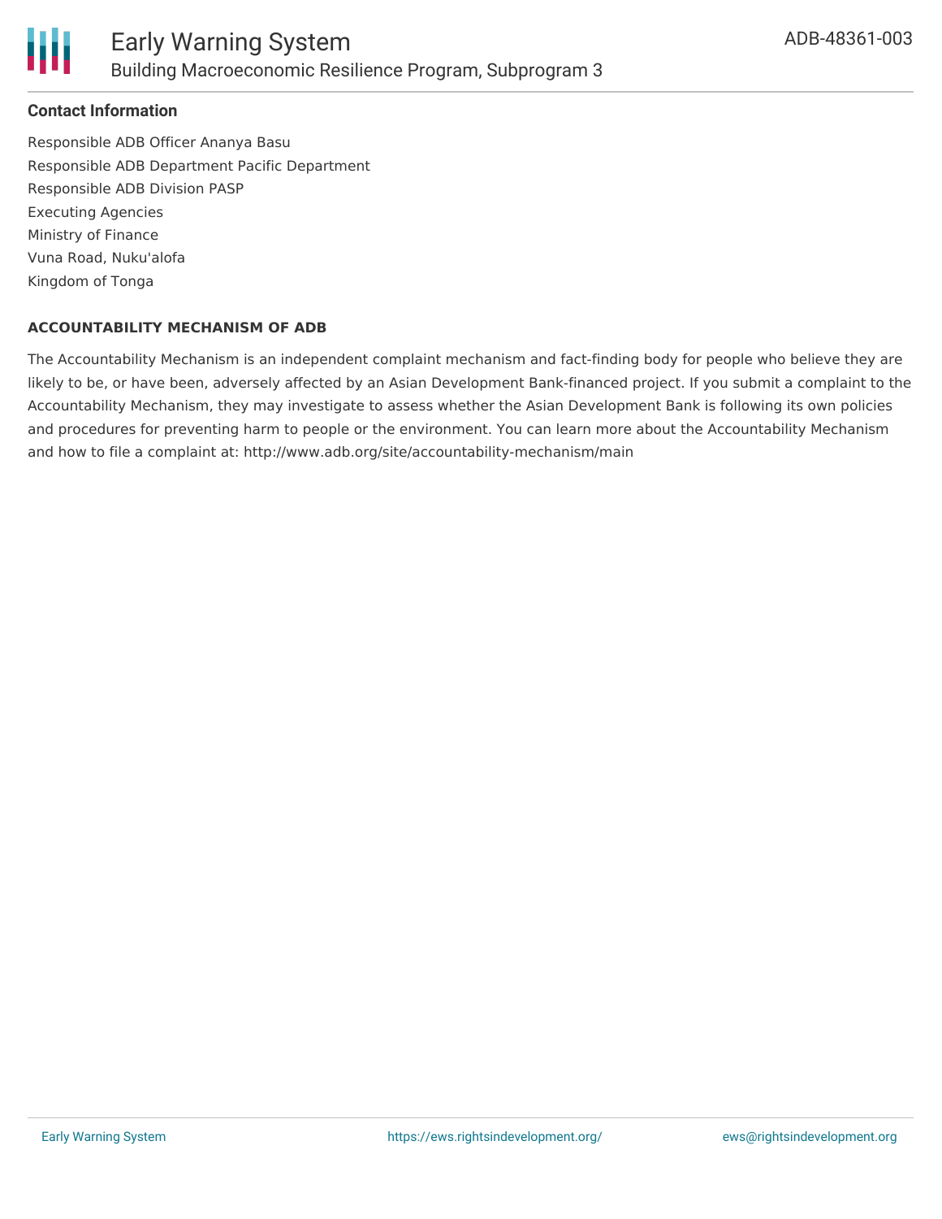## Contact Information

Responsible ADB Officer Ananya Basu
Responsible ADB Department Pacific Department
Responsible ADB Division PASP
Executing Agencies
Ministry of Finance
Vuna Road, Nuku'alofa
Kingdom of Tonga

### ACCOUNTABILITY MECHANISM OF ADB

The Accountability Mechanism is an independent complaint mechanism and fact-finding body for people who believe they are likely to be, or have been, adversely affected by an Asian Development Bank-financed project. If you submit a complaint to the Accountability Mechanism, they may investigate to assess whether the Asian Development Bank is following its own policies and procedures for preventing harm to people or the environment. You can learn more about the Accountability Mechanism and how to file a complaint at: http://www.adb.org/site/accountability-mechanism/main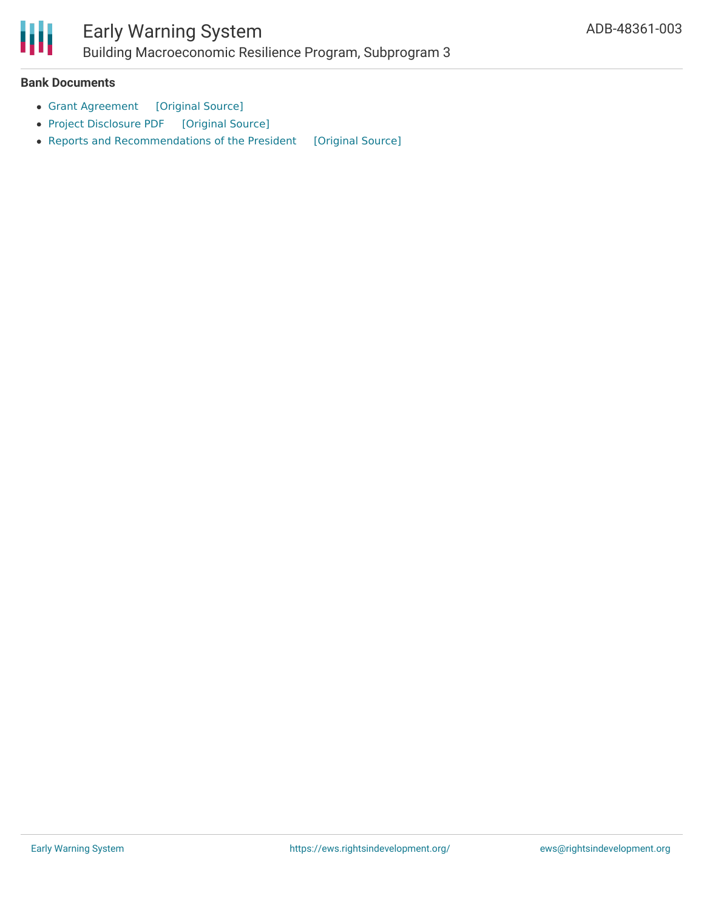### Bank Documents

- Grant Agreement [Original Source]
- Project Disclosure PDF [Original Source]
- Reports and Recommendations of the President [Original Source]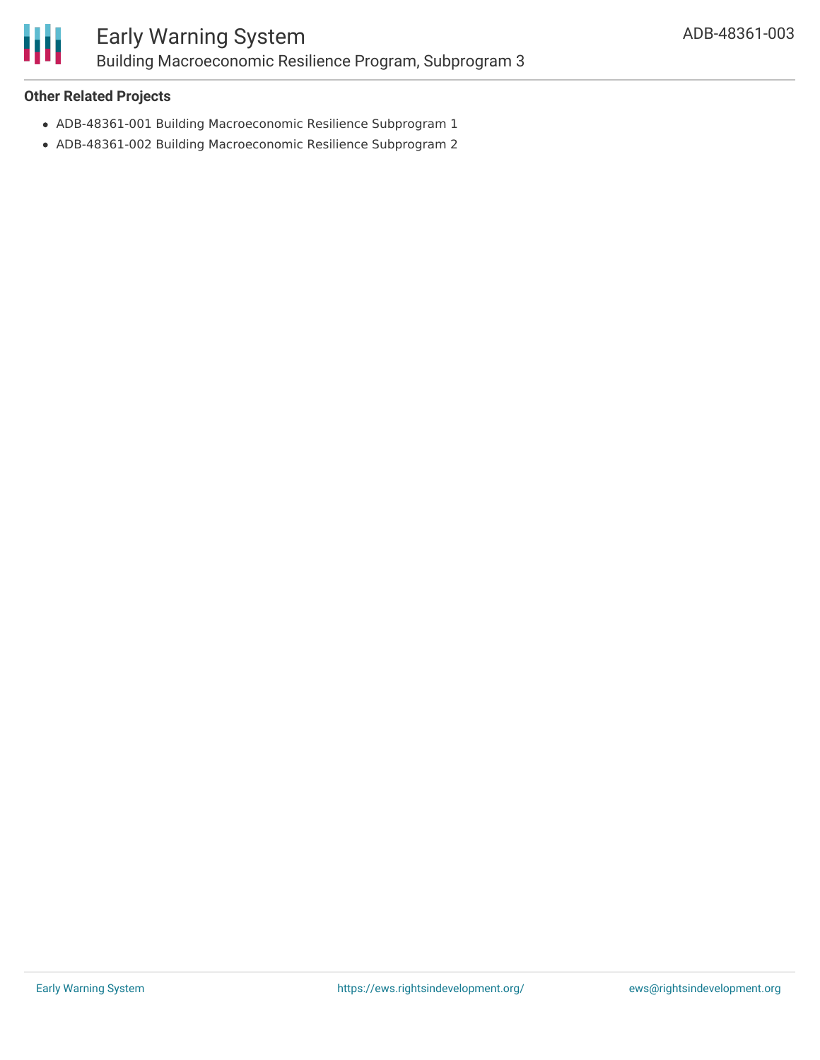**Other Related Projects**

- ADB-48361-001 Building Macroeconomic Resilience Subprogram 1
- ADB-48361-002 Building Macroeconomic Resilience Subprogram 2